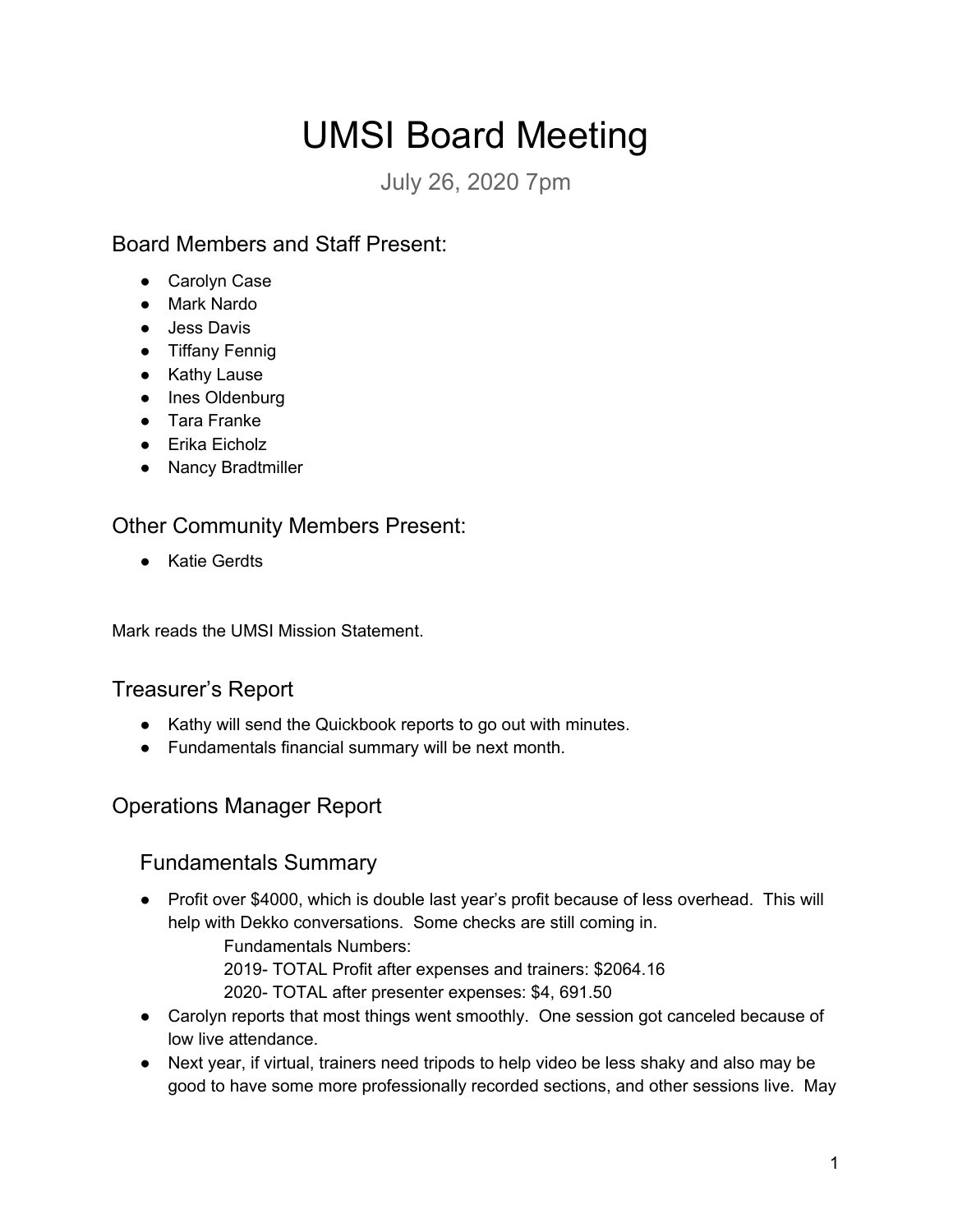# UMSI Board Meeting

July 26, 2020 7pm

## Board Members and Staff Present:

- Carolyn Case
- Mark Nardo
- Jess Davis
- Tiffany Fennig
- Kathy Lause
- Ines Oldenburg
- Tara Franke
- Erika Eicholz
- Nancy Bradtmiller

## Other Community Members Present:

- Katie Gerdts

Mark reads the UMSI Mission Statement.

## Treasurer's Report

- Kathy will send the Quickbook reports to go out with minutes.
- Fundamentals financial summary will be next month.

## Operations Manager Report

### Fundamentals Summary

- Profit over $4000, which is double last year's profit because of less overhead. This will help with Dekko conversations. Some checks are still coming in.
  
  Fundamentals Numbers:
  
  2019- TOTAL Profit after expenses and trainers: $2064.16
  
  2020- TOTAL after presenter expenses: $4, 691.50
- Carolyn reports that most things went smoothly. One session got canceled because of low live attendance.
- Next year, if virtual, trainers need tripods to help video be less shaky and also may be good to have some more professionally recorded sections, and other sessions live. May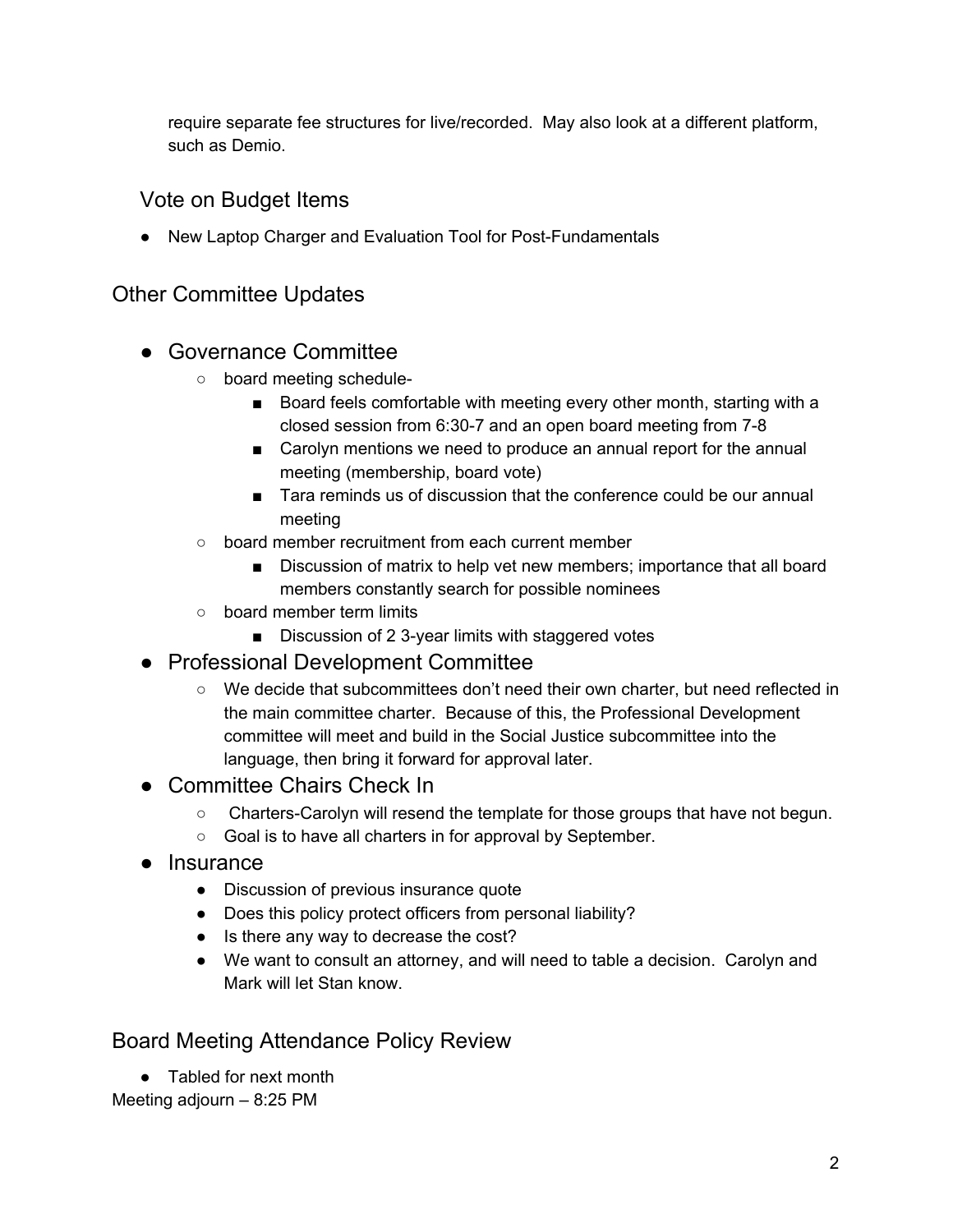require separate fee structures for live/recorded. May also look at a different platform, such as Demio.

### Vote on Budget Items

- New Laptop Charger and Evaluation Tool for Post-Fundamentals

## Other Committee Updates

- Governance Committee
  - board meeting schedule-
    - Board feels comfortable with meeting every other month, starting with a closed session from 6:30-7 and an open board meeting from 7-8
    - Carolyn mentions we need to produce an annual report for the annual meeting (membership, board vote)
    - Tara reminds us of discussion that the conference could be our annual meeting
  - board member recruitment from each current member
    - Discussion of matrix to help vet new members; importance that all board members constantly search for possible nominees
  - board member term limits
    - Discussion of 2 3-year limits with staggered votes
- Professional Development Committee
  - We decide that subcommittees don't need their own charter, but need reflected in the main committee charter. Because of this, the Professional Development committee will meet and build in the Social Justice subcommittee into the language, then bring it forward for approval later.
- Committee Chairs Check In
  - Charters-Carolyn will resend the template for those groups that have not begun.
  - Goal is to have all charters in for approval by September.
- Insurance
  - Discussion of previous insurance quote
  - Does this policy protect officers from personal liability?
  - Is there any way to decrease the cost?
  - We want to consult an attorney, and will need to table a decision. Carolyn and Mark will let Stan know.

## Board Meeting Attendance Policy Review

- Tabled for next month

Meeting adjourn – 8:25 PM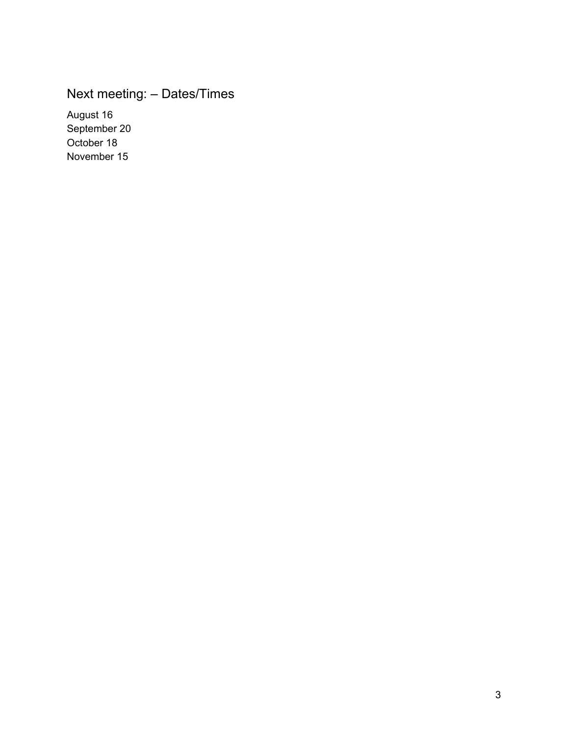## Next meeting: – Dates/Times

August 16
September 20
October 18
November 15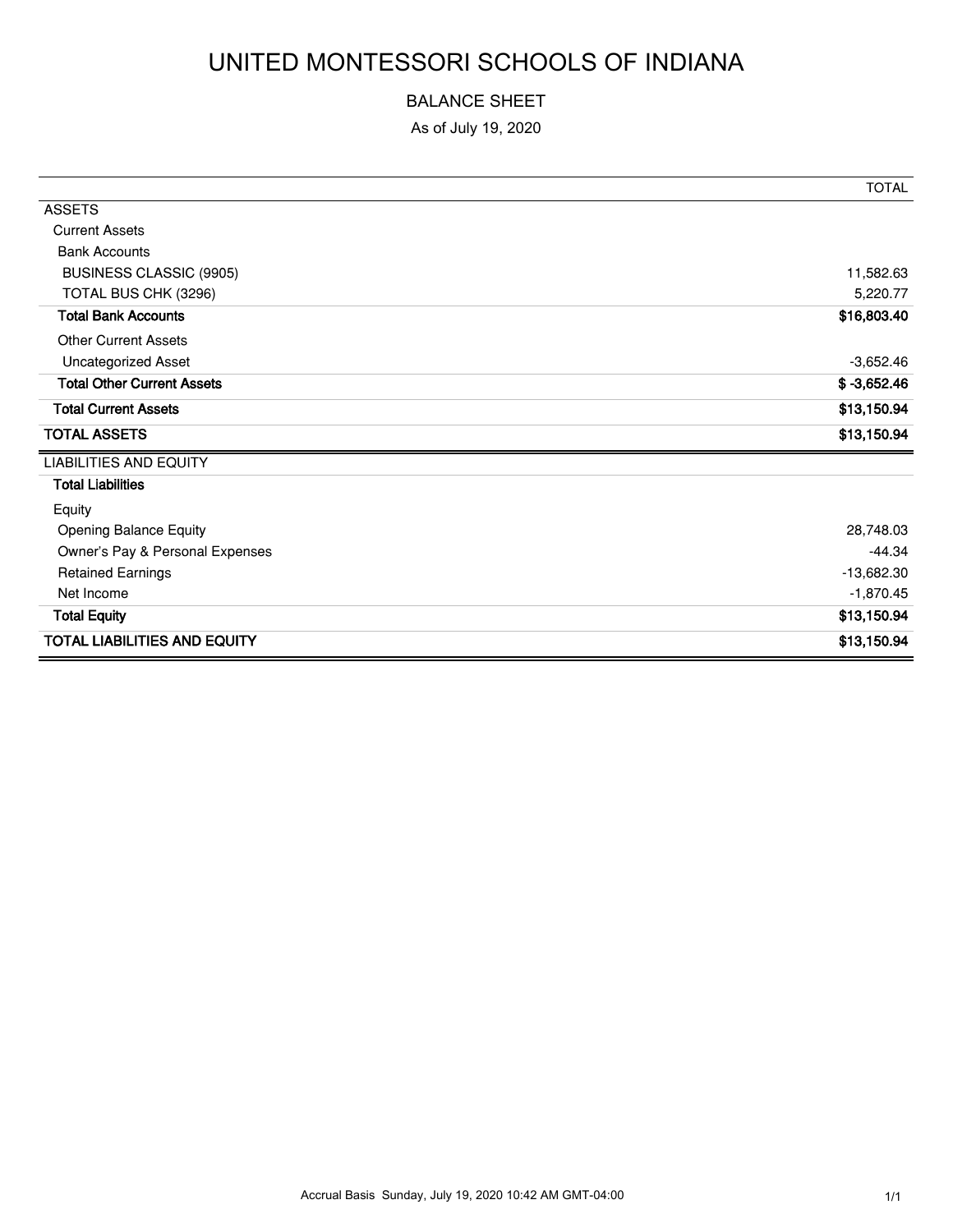# UNITED MONTESSORI SCHOOLS OF INDIANA

BALANCE SHEET

As of July 19, 2020

| | TOTAL |
| --- | --- |
| ASSETS | |
| Current Assets | |
| Bank Accounts | |
| BUSINESS CLASSIC (9905) | 11,582.63 |
| TOTAL BUS CHK (3296) | 5,220.77 |
| **Total Bank Accounts** | **$16,803.40** |
| Other Current Assets | |
| Uncategorized Asset | -3,652.46 |
| **Total Other Current Assets** | **$ -3,652.46** |
| **Total Current Assets** | **$13,150.94** |
| **TOTAL ASSETS** | **$13,150.94** |
| LIABILITIES AND EQUITY | |
| **Total Liabilities** | |
| Equity | |
| Opening Balance Equity | 28,748.03 |
| Owner's Pay & Personal Expenses | -44.34 |
| Retained Earnings | -13,682.30 |
| Net Income | -1,870.45 |
| **Total Equity** | **$13,150.94** |
| **TOTAL LIABILITIES AND EQUITY** | **$13,150.94** |

Accrual Basis Sunday, July 19, 2020 10:42 AM GMT-04:00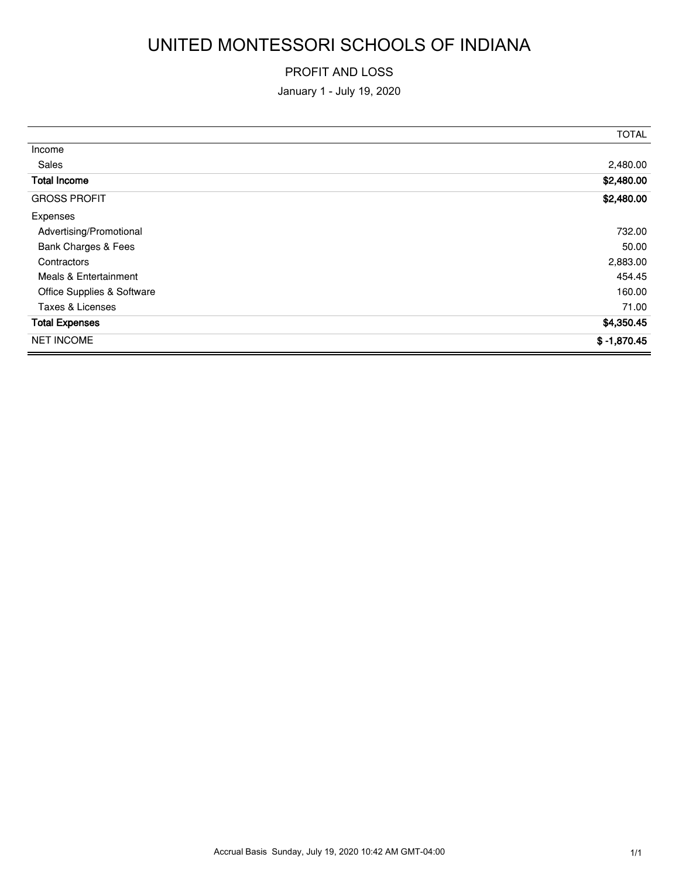# UNITED MONTESSORI SCHOOLS OF INDIANA

## PROFIT AND LOSS

January 1 - July 19, 2020

| | TOTAL |
|---|---|
| Income | |
| Sales | 2,480.00 |
| **Total Income** | **$2,480.00** |
| GROSS PROFIT | **$2,480.00** |
| Expenses | |
| Advertising/Promotional | 732.00 |
| Bank Charges & Fees | 50.00 |
| Contractors | 2,883.00 |
| Meals & Entertainment | 454.45 |
| Office Supplies & Software | 160.00 |
| Taxes & Licenses | 71.00 |
| **Total Expenses** | **$4,350.45** |
| NET INCOME | **$ -1,870.45** |

Accrual Basis Sunday, July 19, 2020 10:42 AM GMT-04:00